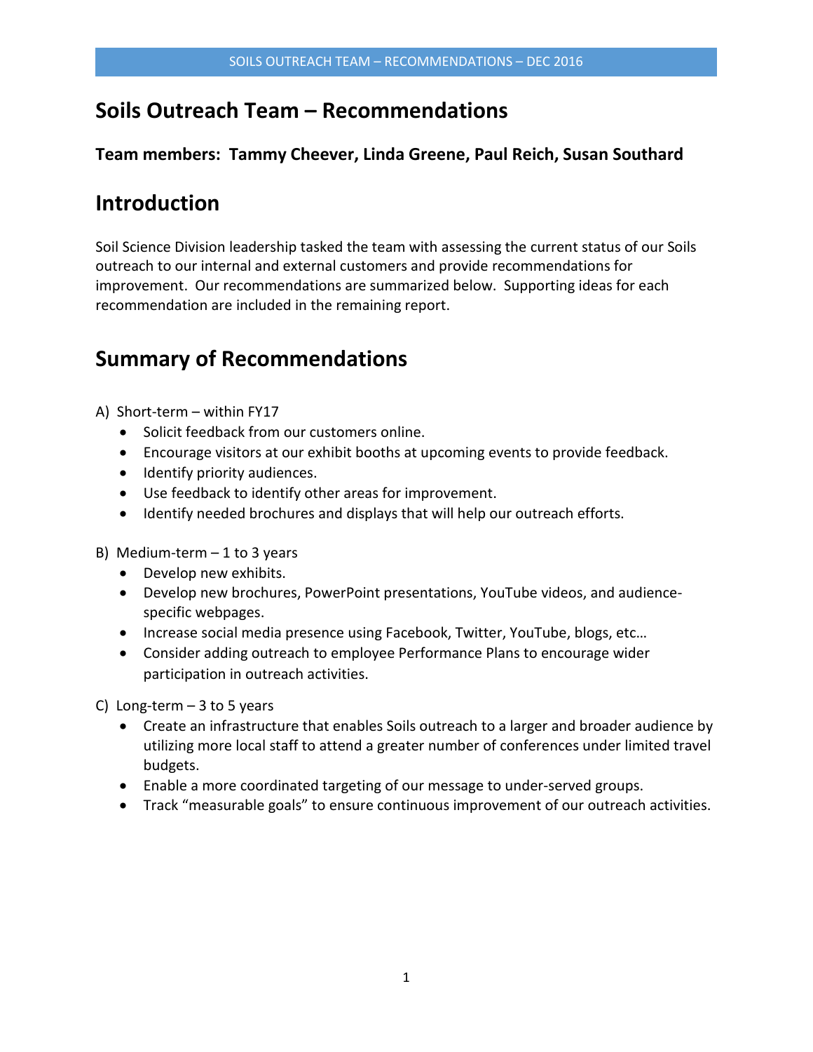# Soils Outreach Team – Recommendations

**Team members: Tammy Cheever, Linda Greene, Paul Reich, Susan Southard**

## Introduction

Soil Science Division leadership tasked the team with assessing the current status of our Soils outreach to our internal and external customers and provide recommendations for improvement. Our recommendations are summarized below. Supporting ideas for each recommendation are included in the remaining report.

## Summary of Recommendations

A) Short-term – within FY17
- Solicit feedback from our customers online.
- Encourage visitors at our exhibit booths at upcoming events to provide feedback.
- Identify priority audiences.
- Use feedback to identify other areas for improvement.
- Identify needed brochures and displays that will help our outreach efforts.

B) Medium-term – 1 to 3 years
- Develop new exhibits.
- Develop new brochures, PowerPoint presentations, YouTube videos, and audience-specific webpages.
- Increase social media presence using Facebook, Twitter, YouTube, blogs, etc…
- Consider adding outreach to employee Performance Plans to encourage wider participation in outreach activities.

C) Long-term – 3 to 5 years
- Create an infrastructure that enables Soils outreach to a larger and broader audience by utilizing more local staff to attend a greater number of conferences under limited travel budgets.
- Enable a more coordinated targeting of our message to under-served groups.
- Track "measurable goals" to ensure continuous improvement of our outreach activities.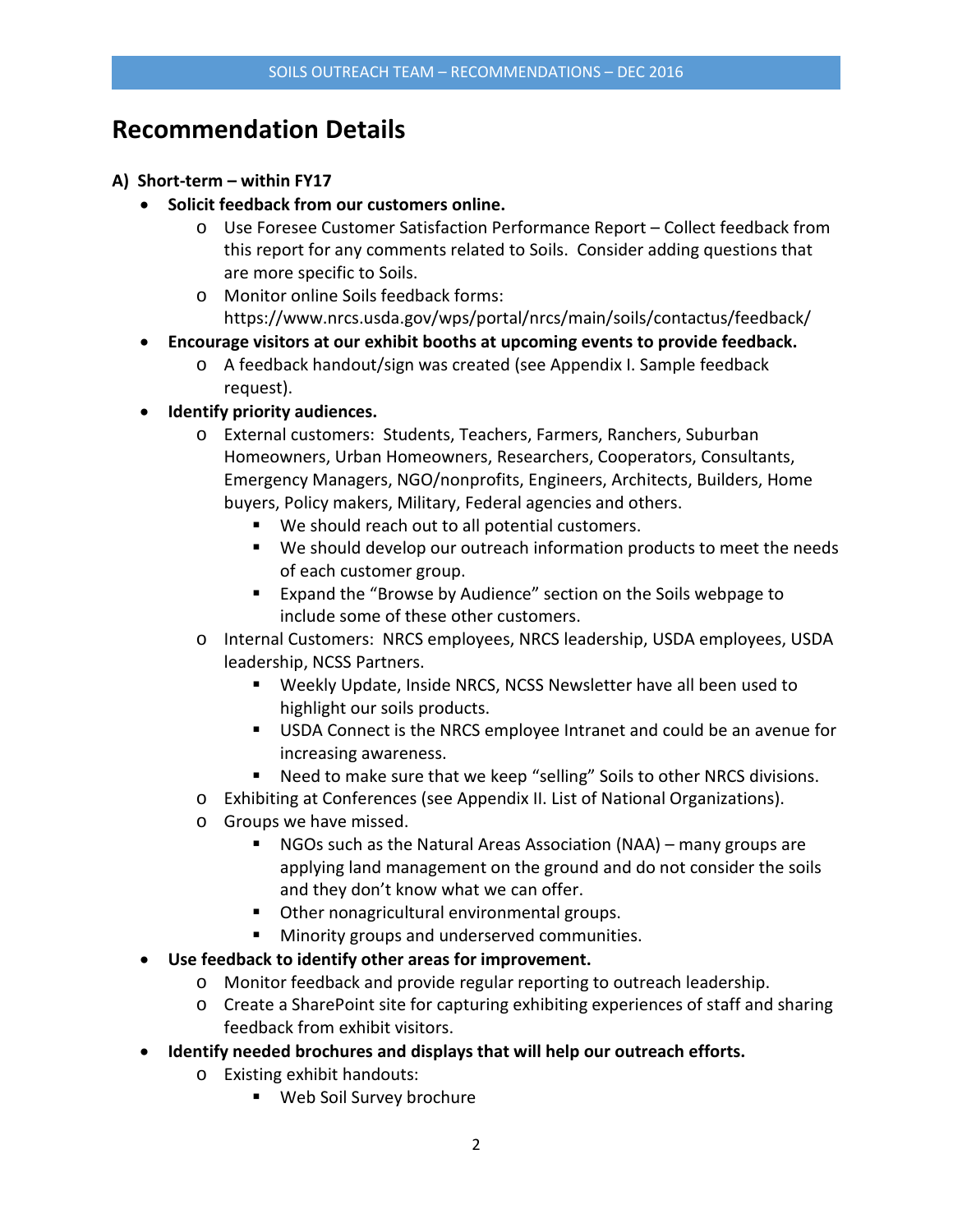# Recommendation Details

**A) Short-term – within FY17**

- **Solicit feedback from our customers online.**
  - Use Foresee Customer Satisfaction Performance Report – Collect feedback from this report for any comments related to Soils. Consider adding questions that are more specific to Soils.
  - Monitor online Soils feedback forms: https://www.nrcs.usda.gov/wps/portal/nrcs/main/soils/contactus/feedback/
- **Encourage visitors at our exhibit booths at upcoming events to provide feedback.**
  - A feedback handout/sign was created (see Appendix I. Sample feedback request).
- **Identify priority audiences.**
  - External customers: Students, Teachers, Farmers, Ranchers, Suburban Homeowners, Urban Homeowners, Researchers, Cooperators, Consultants, Emergency Managers, NGO/nonprofits, Engineers, Architects, Builders, Home buyers, Policy makers, Military, Federal agencies and others.
    - We should reach out to all potential customers.
    - We should develop our outreach information products to meet the needs of each customer group.
    - Expand the "Browse by Audience" section on the Soils webpage to include some of these other customers.
  - Internal Customers: NRCS employees, NRCS leadership, USDA employees, USDA leadership, NCSS Partners.
    - Weekly Update, Inside NRCS, NCSS Newsletter have all been used to highlight our soils products.
    - USDA Connect is the NRCS employee Intranet and could be an avenue for increasing awareness.
    - Need to make sure that we keep "selling" Soils to other NRCS divisions.
  - Exhibiting at Conferences (see Appendix II. List of National Organizations).
  - Groups we have missed.
    - NGOs such as the Natural Areas Association (NAA) – many groups are applying land management on the ground and do not consider the soils and they don't know what we can offer.
    - Other nonagricultural environmental groups.
    - Minority groups and underserved communities.
- **Use feedback to identify other areas for improvement.**
  - Monitor feedback and provide regular reporting to outreach leadership.
  - Create a SharePoint site for capturing exhibiting experiences of staff and sharing feedback from exhibit visitors.
- **Identify needed brochures and displays that will help our outreach efforts.**
  - Existing exhibit handouts:
    - Web Soil Survey brochure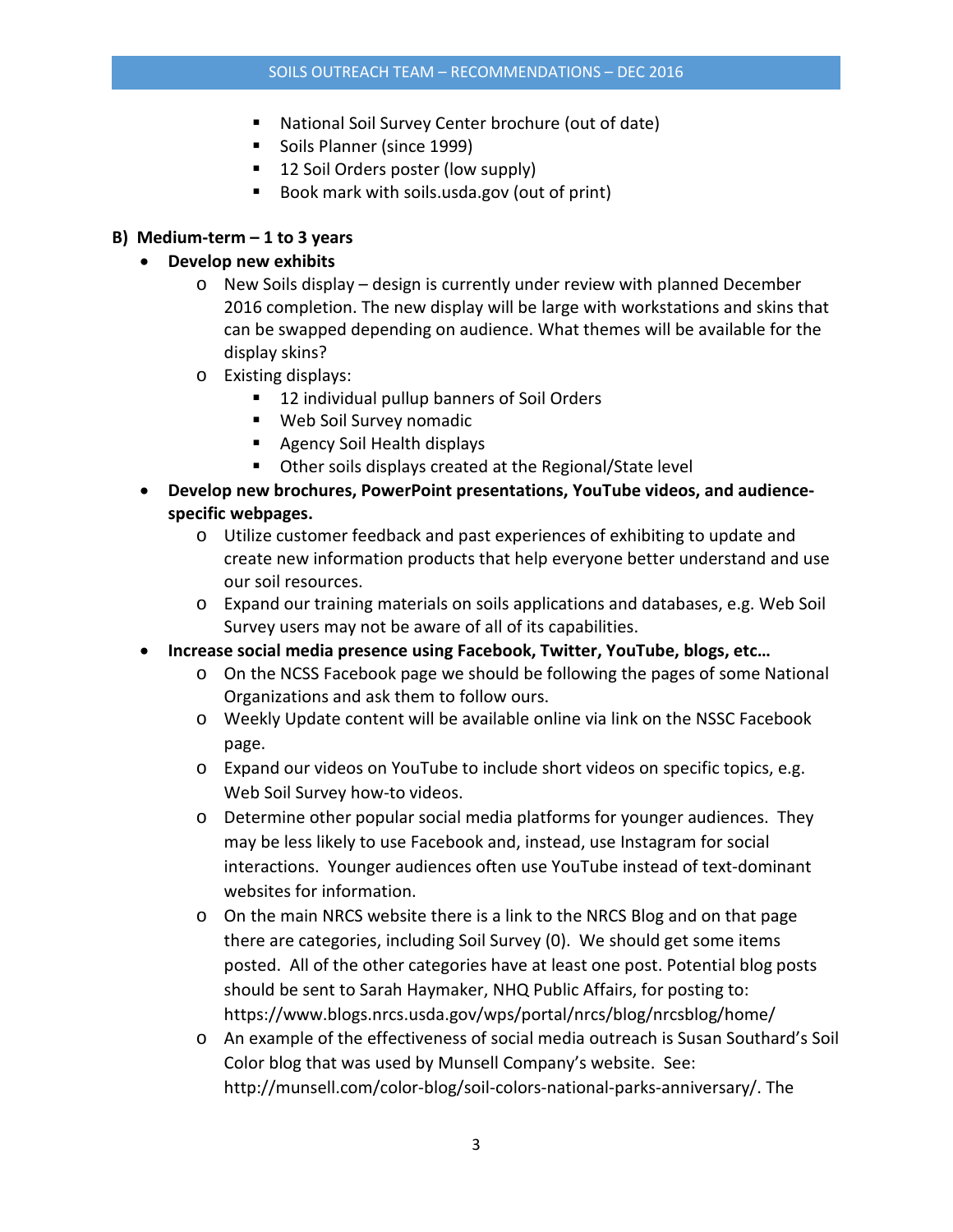- National Soil Survey Center brochure (out of date)
    - Soils Planner (since 1999)
    - 12 Soil Orders poster (low supply)
    - Book mark with soils.usda.gov (out of print)

**B) Medium-term – 1 to 3 years**

- **Develop new exhibits**
  - New Soils display – design is currently under review with planned December 2016 completion. The new display will be large with workstations and skins that can be swapped depending on audience. What themes will be available for the display skins?
  - Existing displays:
    - 12 individual pullup banners of Soil Orders
    - Web Soil Survey nomadic
    - Agency Soil Health displays
    - Other soils displays created at the Regional/State level
- **Develop new brochures, PowerPoint presentations, YouTube videos, and audience-specific webpages.**
  - Utilize customer feedback and past experiences of exhibiting to update and create new information products that help everyone better understand and use our soil resources.
  - Expand our training materials on soils applications and databases, e.g. Web Soil Survey users may not be aware of all of its capabilities.
- **Increase social media presence using Facebook, Twitter, YouTube, blogs, etc…**
  - On the NCSS Facebook page we should be following the pages of some National Organizations and ask them to follow ours.
  - Weekly Update content will be available online via link on the NSSC Facebook page.
  - Expand our videos on YouTube to include short videos on specific topics, e.g. Web Soil Survey how-to videos.
  - Determine other popular social media platforms for younger audiences. They may be less likely to use Facebook and, instead, use Instagram for social interactions. Younger audiences often use YouTube instead of text-dominant websites for information.
  - On the main NRCS website there is a link to the NRCS Blog and on that page there are categories, including Soil Survey (0). We should get some items posted. All of the other categories have at least one post. Potential blog posts should be sent to Sarah Haymaker, NHQ Public Affairs, for posting to: https://www.blogs.nrcs.usda.gov/wps/portal/nrcs/blog/nrcsblog/home/
  - An example of the effectiveness of social media outreach is Susan Southard's Soil Color blog that was used by Munsell Company's website. See: http://munsell.com/color-blog/soil-colors-national-parks-anniversary/. The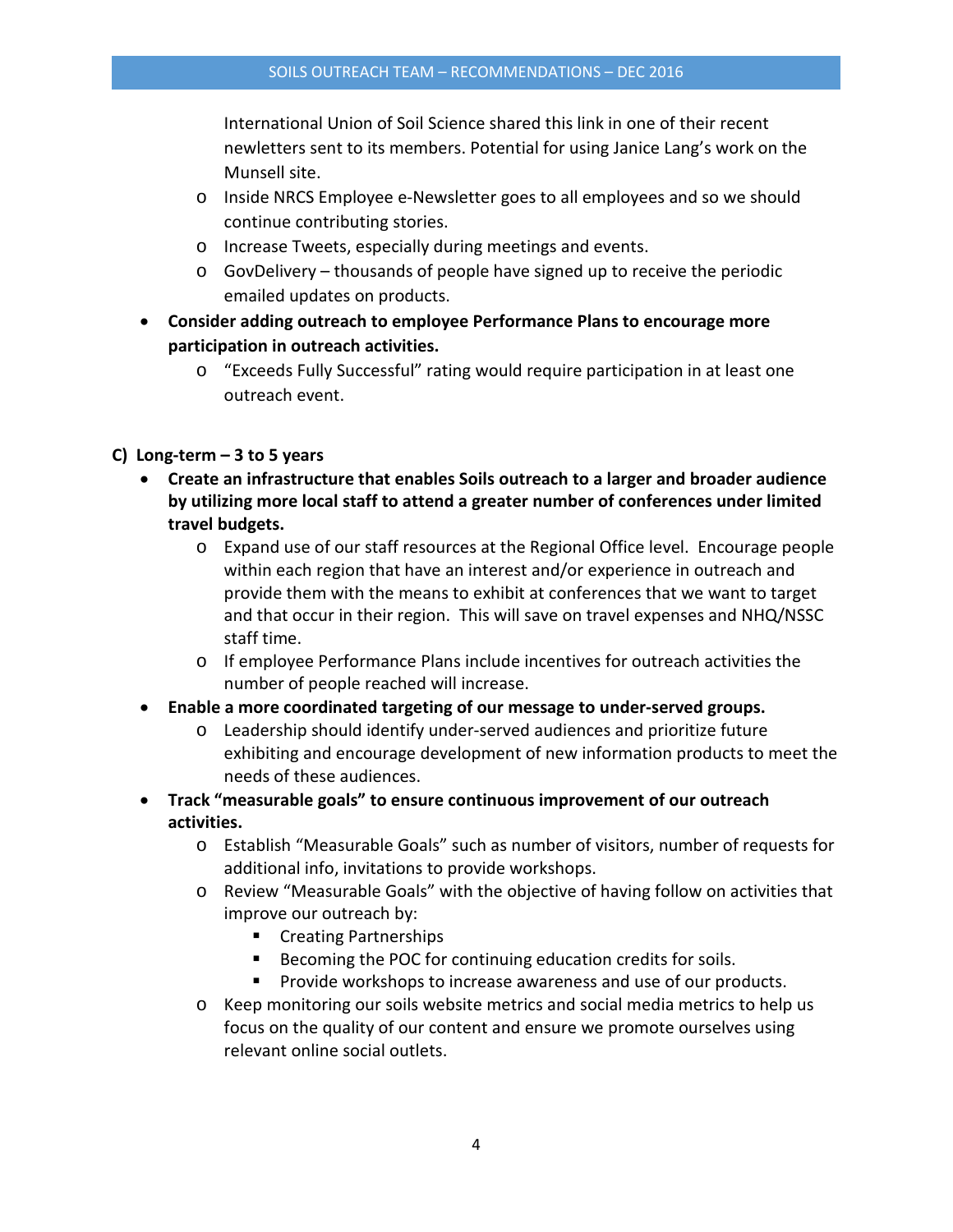- International Union of Soil Science shared this link in one of their recent newletters sent to its members. Potential for using Janice Lang's work on the Munsell site.
  - Inside NRCS Employee e-Newsletter goes to all employees and so we should continue contributing stories.
  - Increase Tweets, especially during meetings and events.
  - GovDelivery – thousands of people have signed up to receive the periodic emailed updates on products.
- **Consider adding outreach to employee Performance Plans to encourage more participation in outreach activities.**
  - "Exceeds Fully Successful" rating would require participation in at least one outreach event.

### C) Long-term – 3 to 5 years

- **Create an infrastructure that enables Soils outreach to a larger and broader audience by utilizing more local staff to attend a greater number of conferences under limited travel budgets.**
  - Expand use of our staff resources at the Regional Office level. Encourage people within each region that have an interest and/or experience in outreach and provide them with the means to exhibit at conferences that we want to target and that occur in their region. This will save on travel expenses and NHQ/NSSC staff time.
  - If employee Performance Plans include incentives for outreach activities the number of people reached will increase.
- **Enable a more coordinated targeting of our message to under-served groups.**
  - Leadership should identify under-served audiences and prioritize future exhibiting and encourage development of new information products to meet the needs of these audiences.
- **Track "measurable goals" to ensure continuous improvement of our outreach activities.**
  - Establish "Measurable Goals" such as number of visitors, number of requests for additional info, invitations to provide workshops.
  - Review "Measurable Goals" with the objective of having follow on activities that improve our outreach by:
    - Creating Partnerships
    - Becoming the POC for continuing education credits for soils.
    - Provide workshops to increase awareness and use of our products.
  - Keep monitoring our soils website metrics and social media metrics to help us focus on the quality of our content and ensure we promote ourselves using relevant online social outlets.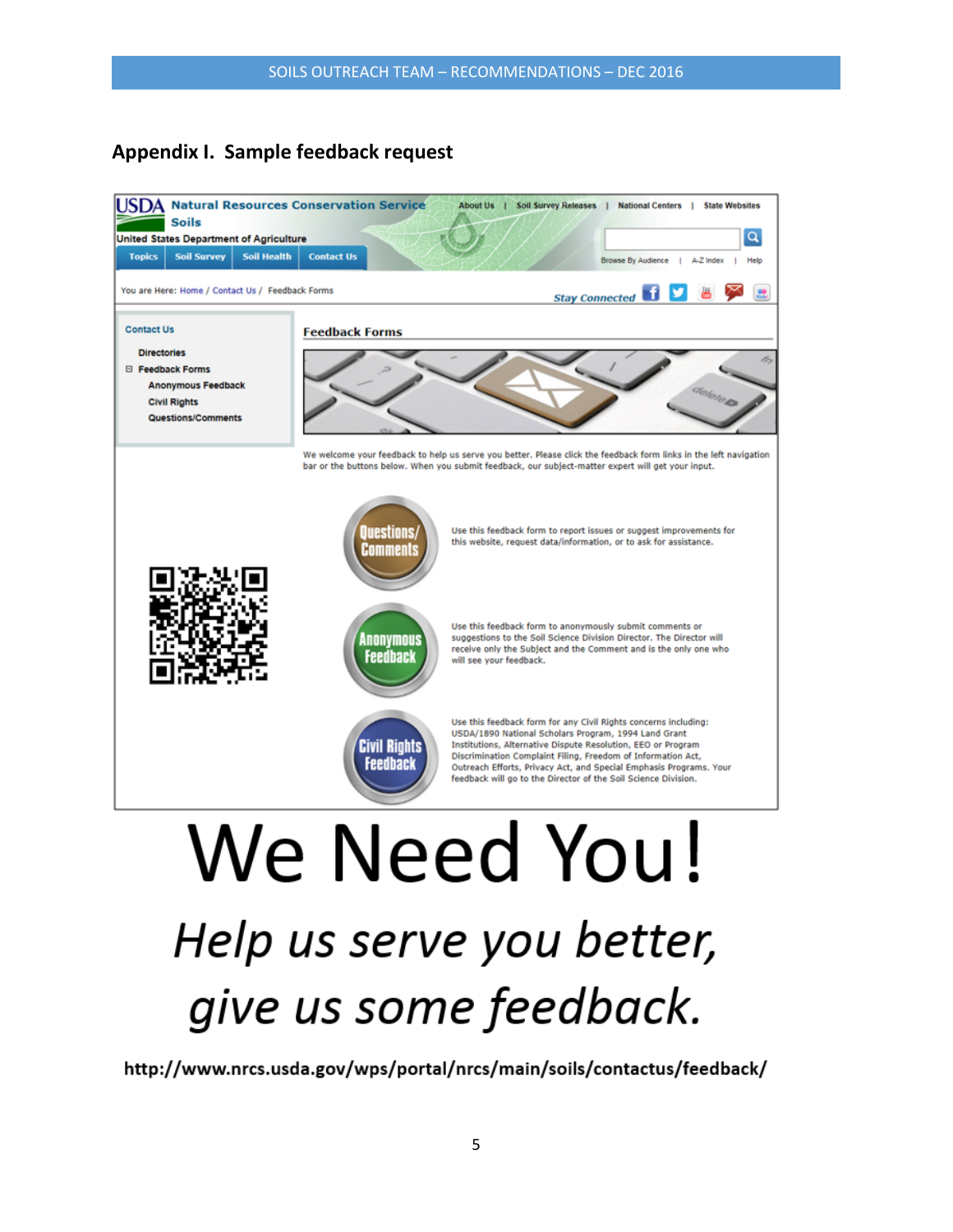## Appendix I. Sample feedback request

USDA Natural Resources Conservation Service
Soils
United States Department of Agriculture

About Us | Soil Survey Releases | National Centers | State Websites

Topics | Soil Survey | Soil Health | Contact Us

Browse By Audience | A-Z Index | Help

You are Here: Home / Contact Us / Feedback Forms

Stay Connected

**Contact Us**

- Directories
- Feedback Forms
  - Anonymous Feedback
  - Civil Rights
  - Questions/Comments

### Feedback Forms

We welcome your feedback to help us serve you better. Please click the feedback form links in the left navigation bar or the buttons below. When you submit feedback, our subject-matter expert will get your input.

**Questions/ Comments** — Use this feedback form to report issues or suggest improvements for this website, request data/information, or to ask for assistance.

**Anonymous Feedback** — Use this feedback form to anonymously submit comments or suggestions to the Soil Science Division Director. The Director will receive only the Subject and the Comment and is the only one who will see your feedback.

**Civil Rights Feedback** — Use this feedback form for any Civil Rights concerns including: USDA/1890 National Scholars Program, 1994 Land Grant Institutions, Alternative Dispute Resolution, EEO or Program Discrimination Complaint Filing, Freedom of Information Act, Outreach Efforts, Privacy Act, and Special Emphasis Programs. Your feedback will go to the Director of the Soil Science Division.

# We Need You!

*Help us serve you better,*

*give us some feedback.*

**http://www.nrcs.usda.gov/wps/portal/nrcs/main/soils/contactus/feedback/**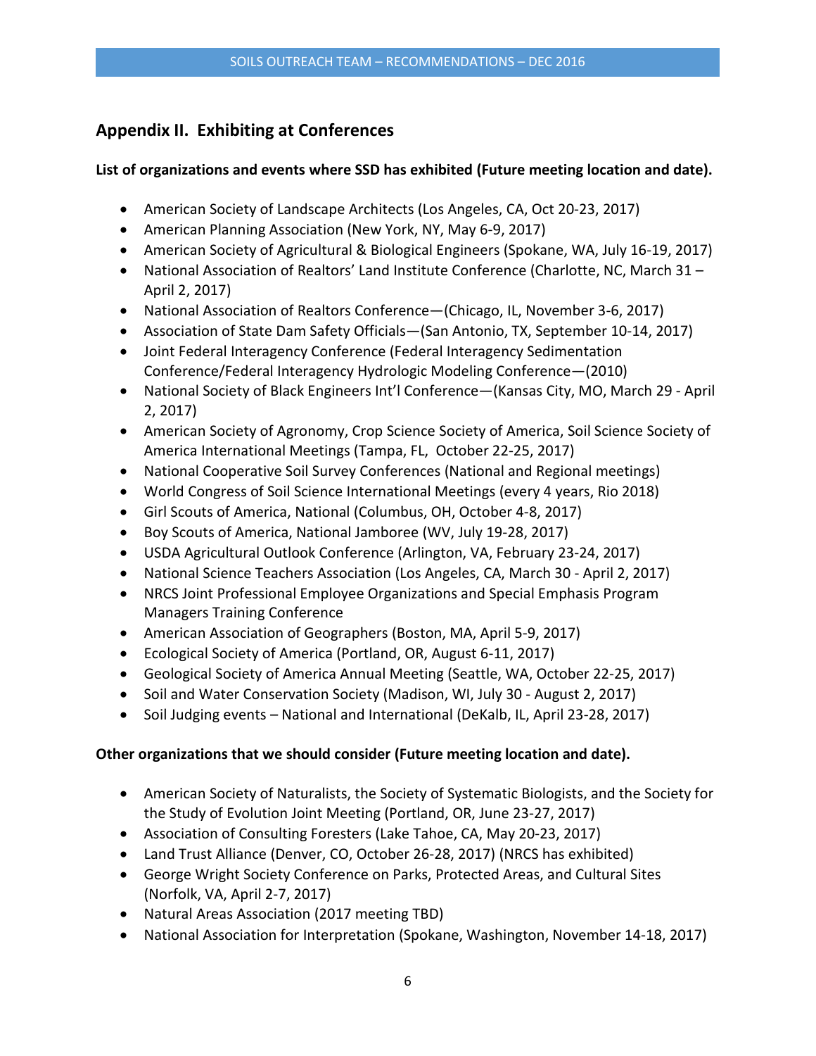## Appendix II. Exhibiting at Conferences

**List of organizations and events where SSD has exhibited (Future meeting location and date).**

- American Society of Landscape Architects (Los Angeles, CA, Oct 20-23, 2017)
- American Planning Association (New York, NY, May 6-9, 2017)
- American Society of Agricultural & Biological Engineers (Spokane, WA, July 16-19, 2017)
- National Association of Realtors' Land Institute Conference (Charlotte, NC, March 31 – April 2, 2017)
- National Association of Realtors Conference—(Chicago, IL, November 3-6, 2017)
- Association of State Dam Safety Officials—(San Antonio, TX, September 10-14, 2017)
- Joint Federal Interagency Conference (Federal Interagency Sedimentation Conference/Federal Interagency Hydrologic Modeling Conference—(2010)
- National Society of Black Engineers Int'l Conference—(Kansas City, MO, March 29 - April 2, 2017)
- American Society of Agronomy, Crop Science Society of America, Soil Science Society of America International Meetings (Tampa, FL, October 22-25, 2017)
- National Cooperative Soil Survey Conferences (National and Regional meetings)
- World Congress of Soil Science International Meetings (every 4 years, Rio 2018)
- Girl Scouts of America, National (Columbus, OH, October 4-8, 2017)
- Boy Scouts of America, National Jamboree (WV, July 19-28, 2017)
- USDA Agricultural Outlook Conference (Arlington, VA, February 23-24, 2017)
- National Science Teachers Association (Los Angeles, CA, March 30 - April 2, 2017)
- NRCS Joint Professional Employee Organizations and Special Emphasis Program Managers Training Conference
- American Association of Geographers (Boston, MA, April 5-9, 2017)
- Ecological Society of America (Portland, OR, August 6-11, 2017)
- Geological Society of America Annual Meeting (Seattle, WA, October 22-25, 2017)
- Soil and Water Conservation Society (Madison, WI, July 30 - August 2, 2017)
- Soil Judging events – National and International (DeKalb, IL, April 23-28, 2017)

**Other organizations that we should consider (Future meeting location and date).**

- American Society of Naturalists, the Society of Systematic Biologists, and the Society for the Study of Evolution Joint Meeting (Portland, OR, June 23-27, 2017)
- Association of Consulting Foresters (Lake Tahoe, CA, May 20-23, 2017)
- Land Trust Alliance (Denver, CO, October 26-28, 2017) (NRCS has exhibited)
- George Wright Society Conference on Parks, Protected Areas, and Cultural Sites (Norfolk, VA, April 2-7, 2017)
- Natural Areas Association (2017 meeting TBD)
- National Association for Interpretation (Spokane, Washington, November 14-18, 2017)